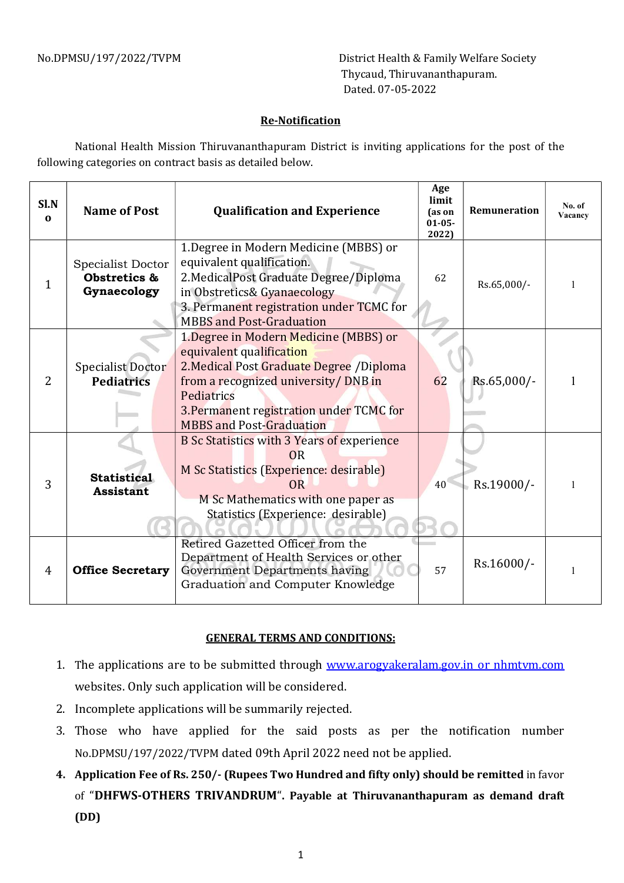No.DPMSU/197/2022/TVPM

District Health & Family Welfare Society
Thycaud, Thiruvananthapuram.
Dated. 07-05-2022

## Re-Notification

National Health Mission Thiruvananthapuram District is inviting applications for the post of the following categories on contract basis as detailed below.

| Sl.No | Name of Post | Qualification and Experience | Age limit (as on 01-05-2022) | Remuneration | No. of Vacancy |
|---|---|---|---|---|---|
| 1 | Specialist Doctor **Obstretics & Gynaecology** | 1.Degree in Modern Medicine (MBBS) or equivalent qualification.<br>2.MedicalPost Graduate Degree/Diploma in Obstretics& Gyanaecology<br>3. Permanent registration under TCMC for MBBS and Post-Graduation | 62 | Rs.65,000/- | 1 |
| 2 | Specialist Doctor **Pediatrics** | 1.Degree in Modern Medicine (MBBS) or equivalent qualification<br>2.Medical Post Graduate Degree /Diploma from a recognized university/ DNB in Pediatrics<br>3.Permanent registration under TCMC for MBBS and Post-Graduation | 62 | Rs.65,000/- | 1 |
| 3 | **Statistical Assistant** | B Sc Statistics with 3 Years of experience<br>OR<br>M Sc Statistics (Experience: desirable)<br>OR<br>M Sc Mathematics with one paper as Statistics (Experience: desirable) | 40 | Rs.19000/- | 1 |
| 4 | **Office Secretary** | Retired Gazetted Officer from the Department of Health Services or other Government Departments having Graduation and Computer Knowledge | 57 | Rs.16000/- | 1 |

### GENERAL TERMS AND CONDITIONS:

1. The applications are to be submitted through www.arogyakeralam.gov.in or nhmtvm.com websites. Only such application will be considered.
2. Incomplete applications will be summarily rejected.
3. Those who have applied for the said posts as per the notification number No.DPMSU/197/2022/TVPM dated 09th April 2022 need not be applied.
4. **Application Fee of Rs. 250/- (Rupees Two Hundred and fifty only) should be remitted** in favor of "**DHFWS-OTHERS TRIVANDRUM**". **Payable at Thiruvananthapuram as demand draft (DD)**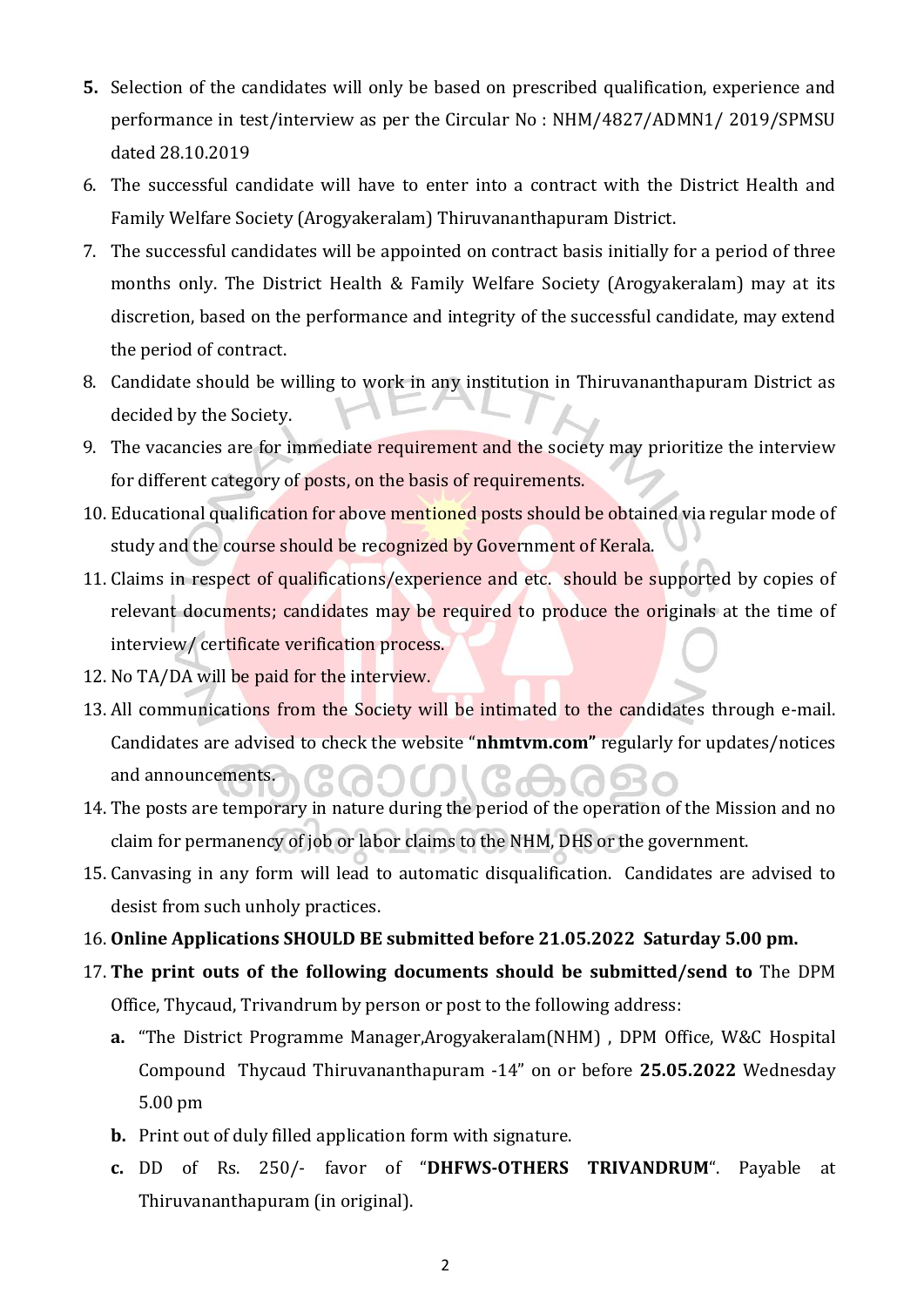5. Selection of the candidates will only be based on prescribed qualification, experience and performance in test/interview as per the Circular No : NHM/4827/ADMN1/ 2019/SPMSU dated 28.10.2019
6. The successful candidate will have to enter into a contract with the District Health and Family Welfare Society (Arogyakeralam) Thiruvananthapuram District.
7. The successful candidates will be appointed on contract basis initially for a period of three months only. The District Health & Family Welfare Society (Arogyakeralam) may at its discretion, based on the performance and integrity of the successful candidate, may extend the period of contract.
8. Candidate should be willing to work in any institution in Thiruvananthapuram District as decided by the Society.
9. The vacancies are for immediate requirement and the society may prioritize the interview for different category of posts, on the basis of requirements.
10. Educational qualification for above mentioned posts should be obtained via regular mode of study and the course should be recognized by Government of Kerala.
11. Claims in respect of qualifications/experience and etc. should be supported by copies of relevant documents; candidates may be required to produce the originals at the time of interview/ certificate verification process.
12. No TA/DA will be paid for the interview.
13. All communications from the Society will be intimated to the candidates through e-mail. Candidates are advised to check the website "**nhmtvm.com"** regularly for updates/notices and announcements.
14. The posts are temporary in nature during the period of the operation of the Mission and no claim for permanency of job or labor claims to the NHM, DHS or the government.
15. Canvasing in any form will lead to automatic disqualification. Candidates are advised to desist from such unholy practices.
16. **Online Applications SHOULD BE submitted before 21.05.2022 Saturday 5.00 pm.**
17. **The print outs of the following documents should be submitted/send to** The DPM Office, Thycaud, Trivandrum by person or post to the following address:
    - **a.** "The District Programme Manager,Arogyakeralam(NHM) , DPM Office, W&C Hospital Compound Thycaud Thiruvananthapuram -14" on or before **25.05.2022** Wednesday 5.00 pm
    - **b.** Print out of duly filled application form with signature.
    - **c.** DD of Rs. 250/- favor of "**DHFWS-OTHERS TRIVANDRUM**". Payable at Thiruvananthapuram (in original).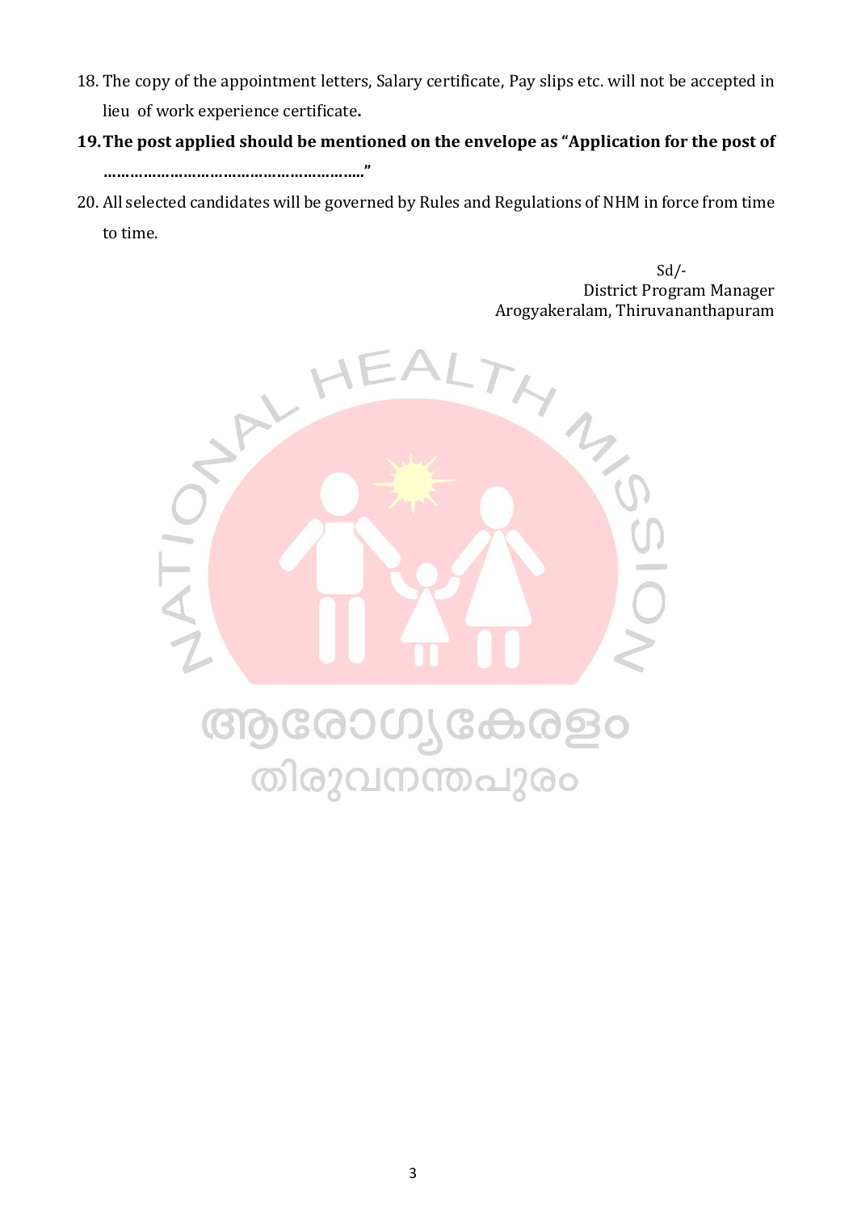18. The copy of the appointment letters, Salary certificate, Pay slips etc. will not be accepted in lieu of work experience certificate**.**
19. **The post applied should be mentioned on the envelope as "Application for the post of ……………………………………………….."**
20. All selected candidates will be governed by Rules and Regulations of NHM in force from time to time.

Sd/-
District Program Manager
Arogyakeralam, Thiruvananthapuram